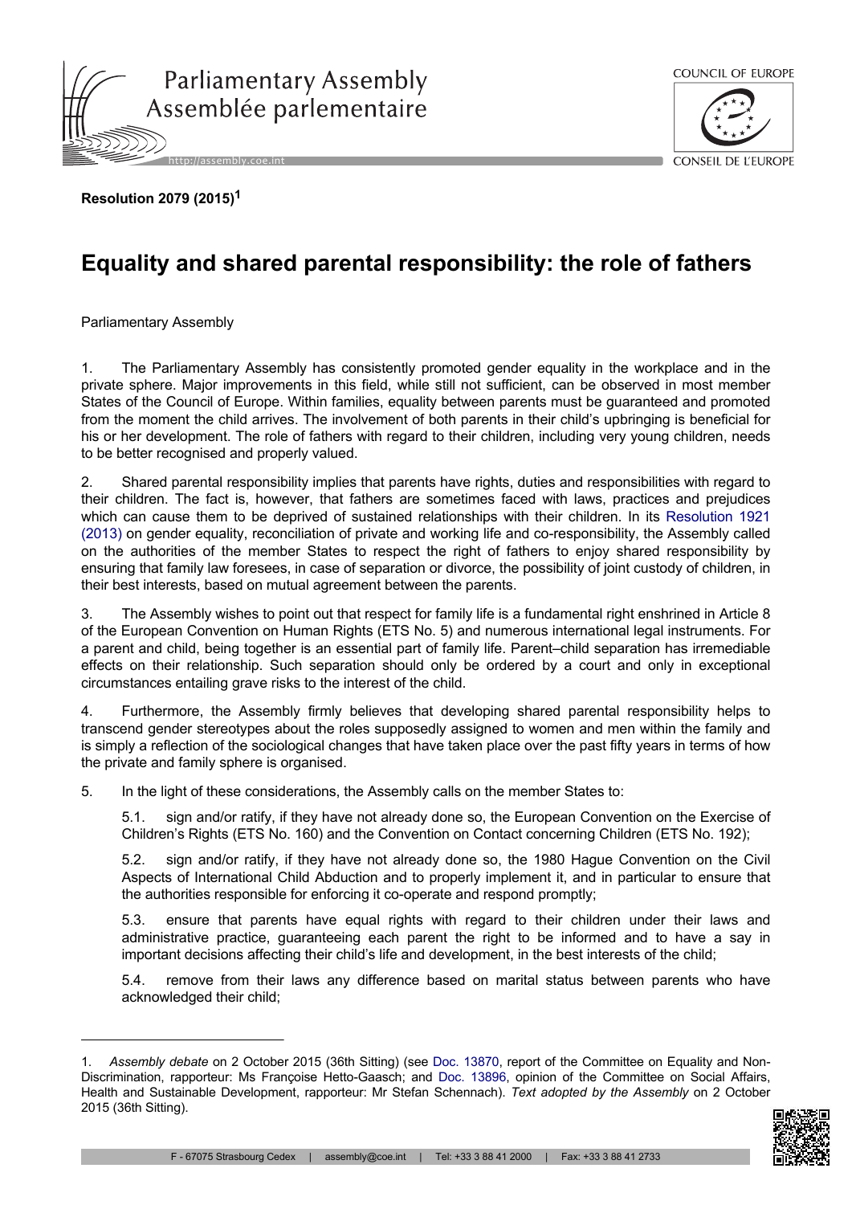**Resolution 2079 (2015)**[1]

# Equality and shared parental responsibility: the role of fathers

Parliamentary Assembly

1. The Parliamentary Assembly has consistently promoted gender equality in the workplace and in the private sphere. Major improvements in this field, while still not sufficient, can be observed in most member States of the Council of Europe. Within families, equality between parents must be guaranteed and promoted from the moment the child arrives. The involvement of both parents in their child's upbringing is beneficial for his or her development. The role of fathers with regard to their children, including very young children, needs to be better recognised and properly valued.

2. Shared parental responsibility implies that parents have rights, duties and responsibilities with regard to their children. The fact is, however, that fathers are sometimes faced with laws, practices and prejudices which can cause them to be deprived of sustained relationships with their children. In its Resolution 1921 (2013) on gender equality, reconciliation of private and working life and co-responsibility, the Assembly called on the authorities of the member States to respect the right of fathers to enjoy shared responsibility by ensuring that family law foresees, in case of separation or divorce, the possibility of joint custody of children, in their best interests, based on mutual agreement between the parents.

3. The Assembly wishes to point out that respect for family life is a fundamental right enshrined in Article 8 of the European Convention on Human Rights (ETS No. 5) and numerous international legal instruments. For a parent and child, being together is an essential part of family life. Parent–child separation has irremediable effects on their relationship. Such separation should only be ordered by a court and only in exceptional circumstances entailing grave risks to the interest of the child.

4. Furthermore, the Assembly firmly believes that developing shared parental responsibility helps to transcend gender stereotypes about the roles supposedly assigned to women and men within the family and is simply a reflection of the sociological changes that have taken place over the past fifty years in terms of how the private and family sphere is organised.

5. In the light of these considerations, the Assembly calls on the member States to:

5.1. sign and/or ratify, if they have not already done so, the European Convention on the Exercise of Children's Rights (ETS No. 160) and the Convention on Contact concerning Children (ETS No. 192);

5.2. sign and/or ratify, if they have not already done so, the 1980 Hague Convention on the Civil Aspects of International Child Abduction and to properly implement it, and in particular to ensure that the authorities responsible for enforcing it co-operate and respond promptly;

5.3. ensure that parents have equal rights with regard to their children under their laws and administrative practice, guaranteeing each parent the right to be informed and to have a say in important decisions affecting their child's life and development, in the best interests of the child;

5.4. remove from their laws any difference based on marital status between parents who have acknowledged their child;

---

1. *Assembly debate* on 2 October 2015 (36th Sitting) (see Doc. 13870, report of the Committee on Equality and Non-Discrimination, rapporteur: Ms Françoise Hetto-Gaasch; and Doc. 13896, opinion of the Committee on Social Affairs, Health and Sustainable Development, rapporteur: Mr Stefan Schennach). *Text adopted by the Assembly* on 2 October 2015 (36th Sitting).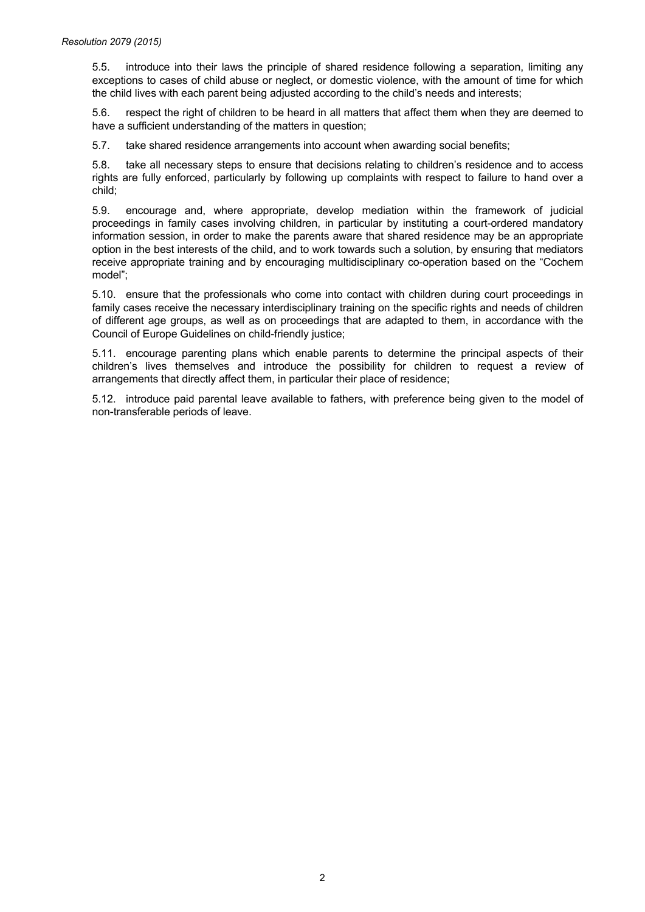5.5. introduce into their laws the principle of shared residence following a separation, limiting any exceptions to cases of child abuse or neglect, or domestic violence, with the amount of time for which the child lives with each parent being adjusted according to the child's needs and interests;

5.6. respect the right of children to be heard in all matters that affect them when they are deemed to have a sufficient understanding of the matters in question;

5.7. take shared residence arrangements into account when awarding social benefits;

5.8. take all necessary steps to ensure that decisions relating to children's residence and to access rights are fully enforced, particularly by following up complaints with respect to failure to hand over a child;

5.9. encourage and, where appropriate, develop mediation within the framework of judicial proceedings in family cases involving children, in particular by instituting a court-ordered mandatory information session, in order to make the parents aware that shared residence may be an appropriate option in the best interests of the child, and to work towards such a solution, by ensuring that mediators receive appropriate training and by encouraging multidisciplinary co-operation based on the "Cochem model";

5.10. ensure that the professionals who come into contact with children during court proceedings in family cases receive the necessary interdisciplinary training on the specific rights and needs of children of different age groups, as well as on proceedings that are adapted to them, in accordance with the Council of Europe Guidelines on child-friendly justice;

5.11. encourage parenting plans which enable parents to determine the principal aspects of their children's lives themselves and introduce the possibility for children to request a review of arrangements that directly affect them, in particular their place of residence;

5.12. introduce paid parental leave available to fathers, with preference being given to the model of non-transferable periods of leave.